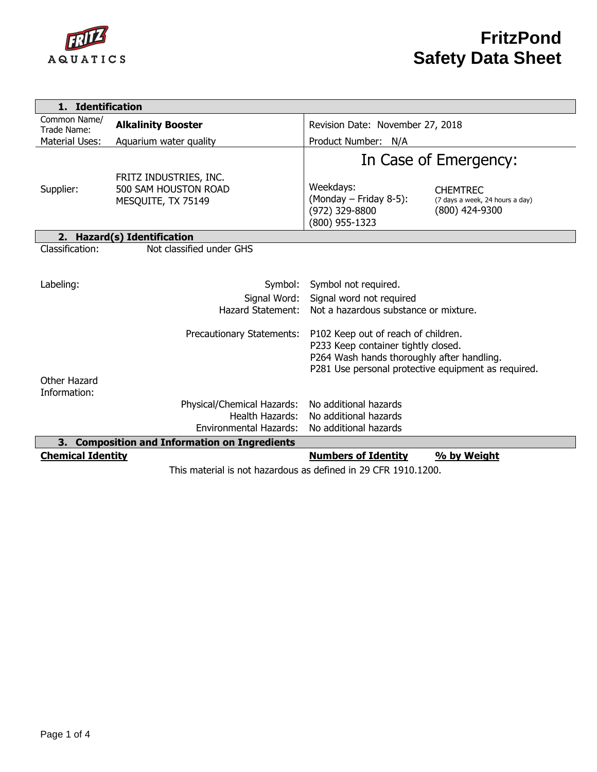# FritzPond
# Safety Data Sheet

## 1. Identification

| | | | |
|---|---|---|---|
| Common Name/ Trade Name: | **Alkalinity Booster** | Revision Date: November 27, 2018 | |
| Material Uses: | Aquarium water quality | Product Number: N/A | |
| | | In Case of Emergency: | |
| Supplier: | FRITZ INDUSTRIES, INC.<br>500 SAM HOUSTON ROAD<br>MESQUITE, TX 75149 | Weekdays:<br>(Monday – Friday 8-5):<br>(972) 329-8800<br>(800) 955-1323 | CHEMTREC<br>(7 days a week, 24 hours a day)<br>(800) 424-9300 |

## 2. Hazard(s) Identification

Classification: Not classified under GHS

Labeling:

| | |
|---|---|
| Symbol: | Symbol not required. |
| Signal Word: | Signal word not required |
| Hazard Statement: | Not a hazardous substance or mixture. |
| Precautionary Statements: | P102 Keep out of reach of children.<br>P233 Keep container tightly closed.<br>P264 Wash hands thoroughly after handling.<br>P281 Use personal protective equipment as required. |

Other Hazard Information:

| | |
|---|---|
| Physical/Chemical Hazards: | No additional hazards |
| Health Hazards: | No additional hazards |
| Environmental Hazards: | No additional hazards |

## 3. Composition and Information on Ingredients

| **Chemical Identity** | **Numbers of Identity** | **% by Weight** |
|---|---|---|

This material is not hazardous as defined in 29 CFR 1910.1200.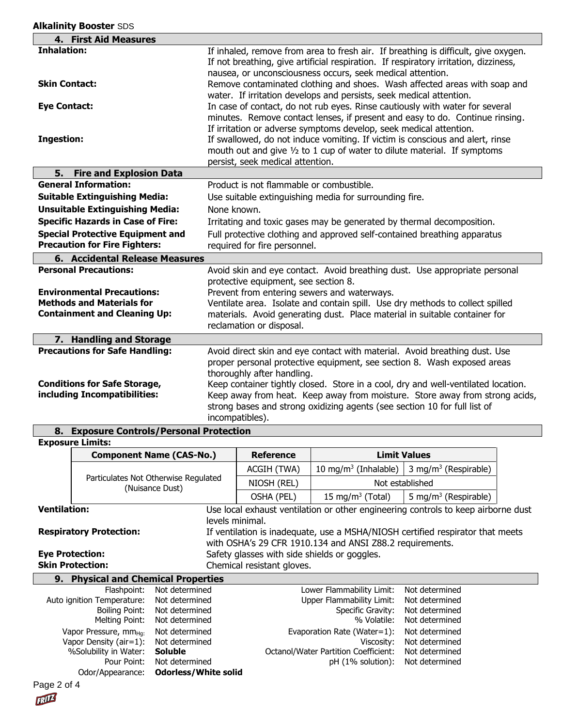## 4. First Aid Measures

**Inhalation:** If inhaled, remove from area to fresh air. If breathing is difficult, give oxygen. If not breathing, give artificial respiration. If respiratory irritation, dizziness, nausea, or unconsciousness occurs, seek medical attention.

**Skin Contact:** Remove contaminated clothing and shoes. Wash affected areas with soap and water. If irritation develops and persists, seek medical attention.

**Eye Contact:** In case of contact, do not rub eyes. Rinse cautiously with water for several minutes. Remove contact lenses, if present and easy to do. Continue rinsing. If irritation or adverse symptoms develop, seek medical attention.

**Ingestion:** If swallowed, do not induce vomiting. If victim is conscious and alert, rinse mouth out and give ½ to 1 cup of water to dilute material. If symptoms persist, seek medical attention.

## 5. Fire and Explosion Data

**General Information:** Product is not flammable or combustible.

**Suitable Extinguishing Media:** Use suitable extinguishing media for surrounding fire.

**Unsuitable Extinguishing Media:** None known.

**Specific Hazards in Case of Fire:** Irritating and toxic gases may be generated by thermal decomposition.

**Special Protective Equipment and Precaution for Fire Fighters:** Full protective clothing and approved self-contained breathing apparatus required for fire personnel.

## 6. Accidental Release Measures

**Personal Precautions:** Avoid skin and eye contact. Avoid breathing dust. Use appropriate personal protective equipment, see section 8.

**Environmental Precautions:** Prevent from entering sewers and waterways.

**Methods and Materials for Containment and Cleaning Up:** Ventilate area. Isolate and contain spill. Use dry methods to collect spilled materials. Avoid generating dust. Place material in suitable container for reclamation or disposal.

## 7. Handling and Storage

**Precautions for Safe Handling:** Avoid direct skin and eye contact with material. Avoid breathing dust. Use proper personal protective equipment, see section 8. Wash exposed areas thoroughly after handling.

**Conditions for Safe Storage, including Incompatibilities:** Keep container tightly closed. Store in a cool, dry and well-ventilated location. Keep away from heat. Keep away from moisture. Store away from strong acids, strong bases and strong oxidizing agents (see section 10 for full list of incompatibles).

## 8. Exposure Controls/Personal Protection

**Exposure Limits:**

| Component Name (CAS-No.) | Reference | Limit Values | |
|---|---|---|---|
| Particulates Not Otherwise Regulated (Nuisance Dust) | ACGIH (TWA) | 10 mg/m³ (Inhalable) | 3 mg/m³ (Respirable) |
| | NIOSH (REL) | Not established | |
| | OSHA (PEL) | 15 mg/m³ (Total) | 5 mg/m³ (Respirable) |

**Ventilation:** Use local exhaust ventilation or other engineering controls to keep airborne dust levels minimal.

**Respiratory Protection:** If ventilation is inadequate, use a MSHA/NIOSH certified respirator that meets with OSHA's 29 CFR 1910.134 and ANSI Z88.2 requirements.

**Eye Protection:** Safety glasses with side shields or goggles.

**Skin Protection:** Chemical resistant gloves.

## 9. Physical and Chemical Properties

| Property | Value | Property | Value |
|---|---|---|---|
| Flashpoint: | Not determined | Lower Flammability Limit: | Not determined |
| Auto ignition Temperature: | Not determined | Upper Flammability Limit: | Not determined |
| Boiling Point: | Not determined | Specific Gravity: | Not determined |
| Melting Point: | Not determined | % Volatile: | Not determined |
| Vapor Pressure, $mm_{Hg}$: | Not determined | Evaporation Rate (Water=1): | Not determined |
| Vapor Density (air=1): | Not determined | Viscosity: | Not determined |
| %Solubility in Water: | **Soluble** | Octanol/Water Partition Coefficient: | Not determined |
| Pour Point: | Not determined | pH (1% solution): | Not determined |
| Odor/Appearance: | **Odorless/White solid** | | |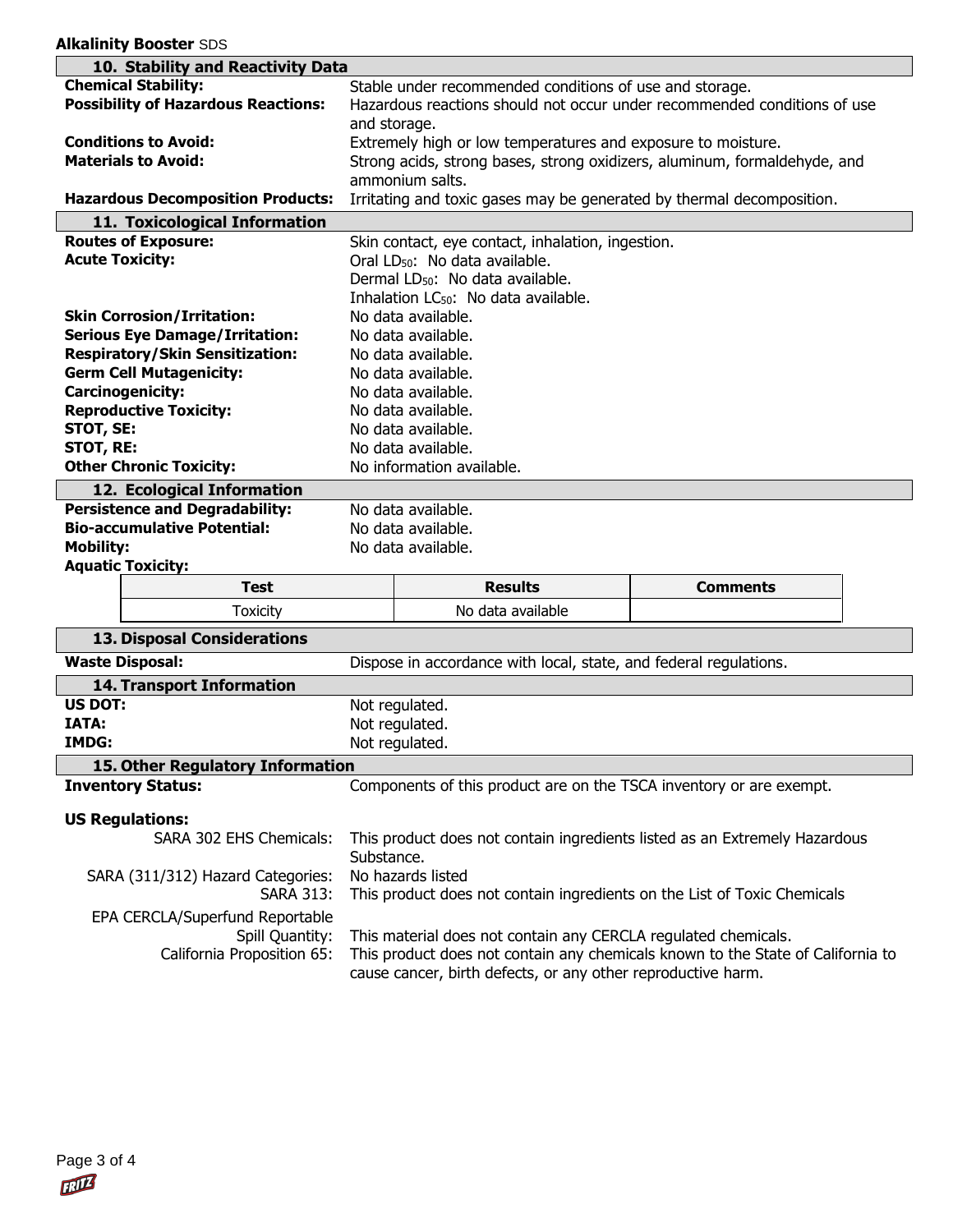## 10. Stability and Reactivity Data

**Chemical Stability:** Stable under recommended conditions of use and storage.

**Possibility of Hazardous Reactions:** Hazardous reactions should not occur under recommended conditions of use and storage.

**Conditions to Avoid:** Extremely high or low temperatures and exposure to moisture.

**Materials to Avoid:** Strong acids, strong bases, strong oxidizers, aluminum, formaldehyde, and ammonium salts.

**Hazardous Decomposition Products:** Irritating and toxic gases may be generated by thermal decomposition.

## 11. Toxicological Information

**Routes of Exposure:** Skin contact, eye contact, inhalation, ingestion.

**Acute Toxicity:**
Oral $LD_{50}$: No data available.
Dermal $LD_{50}$: No data available.
Inhalation $LC_{50}$: No data available.

**Skin Corrosion/Irritation:** No data available.

**Serious Eye Damage/Irritation:** No data available.

**Respiratory/Skin Sensitization:** No data available.

**Germ Cell Mutagenicity:** No data available.

**Carcinogenicity:** No data available.

**Reproductive Toxicity:** No data available.

**STOT, SE:** No data available.

**STOT, RE:** No data available.

**Other Chronic Toxicity:** No information available.

## 12. Ecological Information

**Persistence and Degradability:** No data available.

**Bio-accumulative Potential:** No data available.

**Mobility:** No data available.

**Aquatic Toxicity:**

| Test | Results | Comments |
|---|---|---|
| Toxicity | No data available | |

## 13. Disposal Considerations

**Waste Disposal:** Dispose in accordance with local, state, and federal regulations.

## 14. Transport Information

**US DOT:** Not regulated.

**IATA:** Not regulated.

**IMDG:** Not regulated.

## 15. Other Regulatory Information

**Inventory Status:** Components of this product are on the TSCA inventory or are exempt.

**US Regulations:**

SARA 302 EHS Chemicals: This product does not contain ingredients listed as an Extremely Hazardous Substance.

SARA (311/312) Hazard Categories: No hazards listed

SARA 313: This product does not contain ingredients on the List of Toxic Chemicals

EPA CERCLA/Superfund Reportable Spill Quantity: This material does not contain any CERCLA regulated chemicals.

California Proposition 65: This product does not contain any chemicals known to the State of California to cause cancer, birth defects, or any other reproductive harm.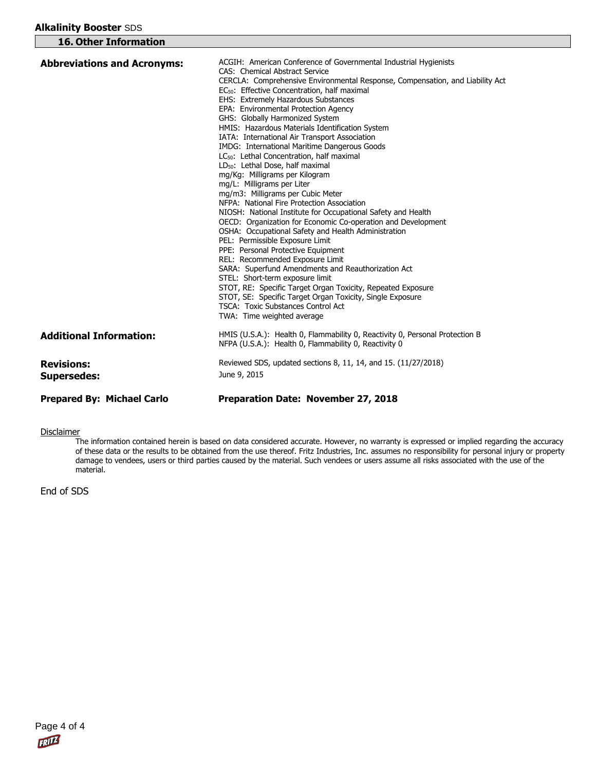## 16. Other Information

**Abbreviations and Acronyms:**

ACGIH: American Conference of Governmental Industrial Hygienists
CAS: Chemical Abstract Service
CERCLA: Comprehensive Environmental Response, Compensation, and Liability Act
$EC_{50}$: Effective Concentration, half maximal
EHS: Extremely Hazardous Substances
EPA: Environmental Protection Agency
GHS: Globally Harmonized System
HMIS: Hazardous Materials Identification System
IATA: International Air Transport Association
IMDG: International Maritime Dangerous Goods
$LC_{50}$: Lethal Concentration, half maximal
$LD_{50}$: Lethal Dose, half maximal
mg/Kg: Milligrams per Kilogram
mg/L: Milligrams per Liter
mg/m3: Milligrams per Cubic Meter
NFPA: National Fire Protection Association
NIOSH: National Institute for Occupational Safety and Health
OECD: Organization for Economic Co-operation and Development
OSHA: Occupational Safety and Health Administration
PEL: Permissible Exposure Limit
PPE: Personal Protective Equipment
REL: Recommended Exposure Limit
SARA: Superfund Amendments and Reauthorization Act
STEL: Short-term exposure limit
STOT, RE: Specific Target Organ Toxicity, Repeated Exposure
STOT, SE: Specific Target Organ Toxicity, Single Exposure
TSCA: Toxic Substances Control Act
TWA: Time weighted average

**Additional Information:**

HMIS (U.S.A.): Health 0, Flammability 0, Reactivity 0, Personal Protection B
NFPA (U.S.A.): Health 0, Flammability 0, Reactivity 0

**Revisions:** Reviewed SDS, updated sections 8, 11, 14, and 15. (11/27/2018)

**Supersedes:** June 9, 2015

**Prepared By: Michael Carlo** **Preparation Date: November 27, 2018**

Disclaimer

The information contained herein is based on data considered accurate. However, no warranty is expressed or implied regarding the accuracy of these data or the results to be obtained from the use thereof. Fritz Industries, Inc. assumes no responsibility for personal injury or property damage to vendees, users or third parties caused by the material. Such vendees or users assume all risks associated with the use of the material.

End of SDS